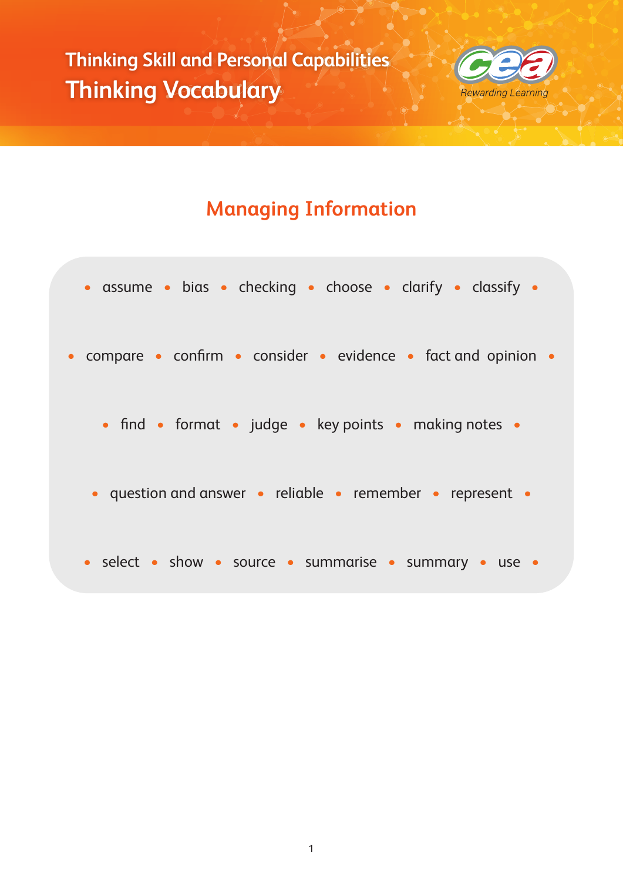# Thinking Skill and Personal Capabilities
# Thinking Vocabulary

Rewarding Learning

## Managing Information

- assume
- bias
- checking
- choose
- clarify
- classify
- compare
- confirm
- consider
- evidence
- fact and opinion
- find
- format
- judge
- key points
- making notes
- question and answer
- reliable
- remember
- represent
- select
- show
- source
- summarise
- summary
- use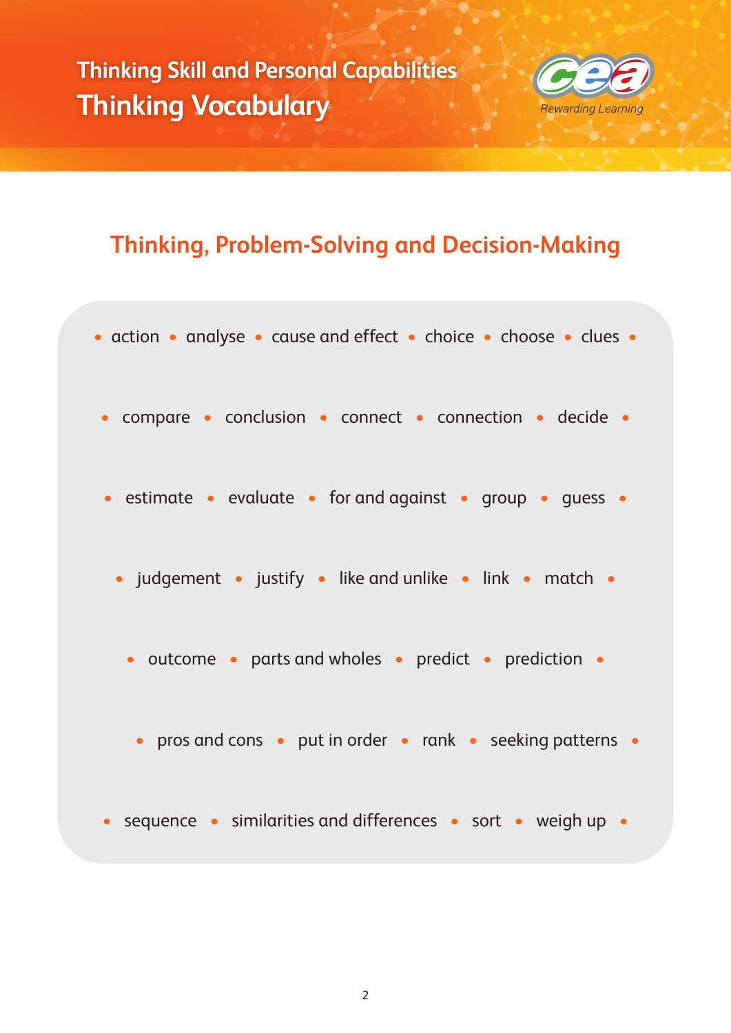# Thinking Skill and Personal Capabilities
# Thinking Vocabulary

## Thinking, Problem-Solving and Decision-Making

- action
- analyse
- cause and effect
- choice
- choose
- clues
- compare
- conclusion
- connect
- connection
- decide
- estimate
- evaluate
- for and against
- group
- guess
- judgement
- justify
- like and unlike
- link
- match
- outcome
- parts and wholes
- predict
- prediction
- pros and cons
- put in order
- rank
- seeking patterns
- sequence
- similarities and differences
- sort
- weigh up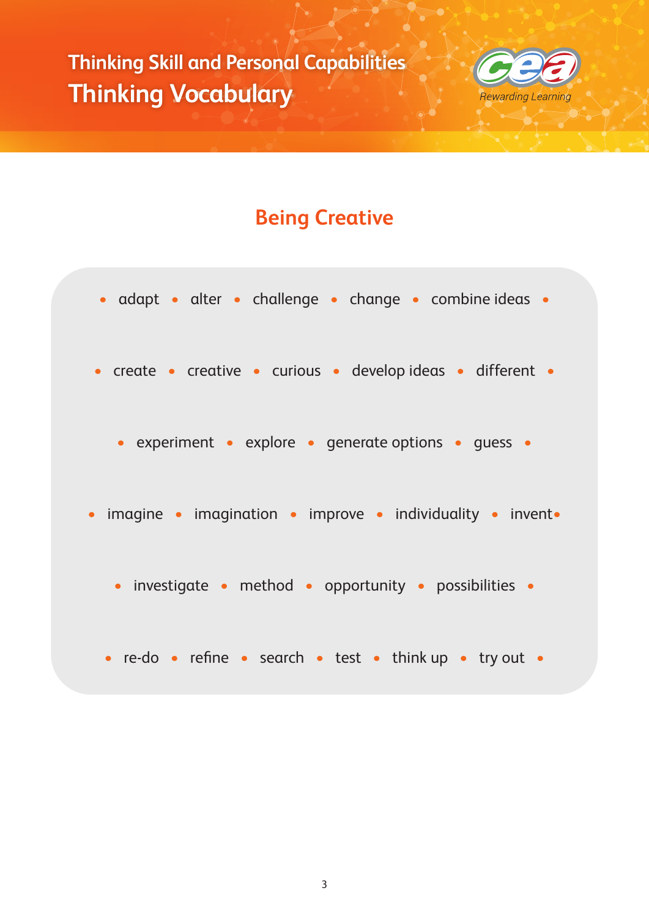Thinking Skill and Personal Capabilities

# Thinking Vocabulary

## Being Creative

- adapt
- alter
- challenge
- change
- combine ideas
- create
- creative
- curious
- develop ideas
- different
- experiment
- explore
- generate options
- guess
- imagine
- imagination
- improve
- individuality
- invent
- investigate
- method
- opportunity
- possibilities
- re-do
- refine
- search
- test
- think up
- try out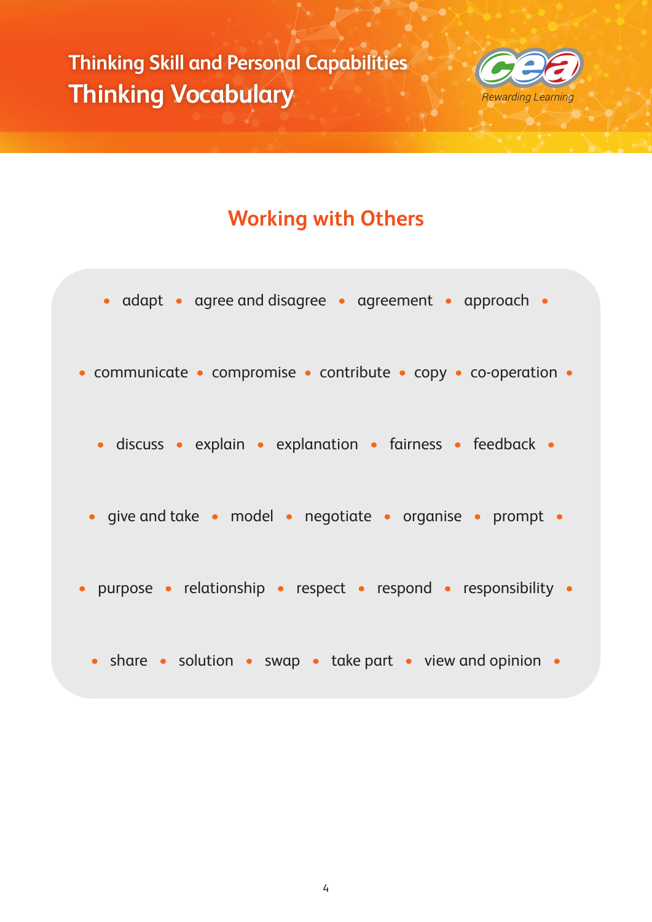# Thinking Skill and Personal Capabilities

## Thinking Vocabulary

### Working with Others

- adapt
- agree and disagree
- agreement
- approach
- communicate
- compromise
- contribute
- copy
- co-operation
- discuss
- explain
- explanation
- fairness
- feedback
- give and take
- model
- negotiate
- organise
- prompt
- purpose
- relationship
- respect
- respond
- responsibility
- share
- solution
- swap
- take part
- view and opinion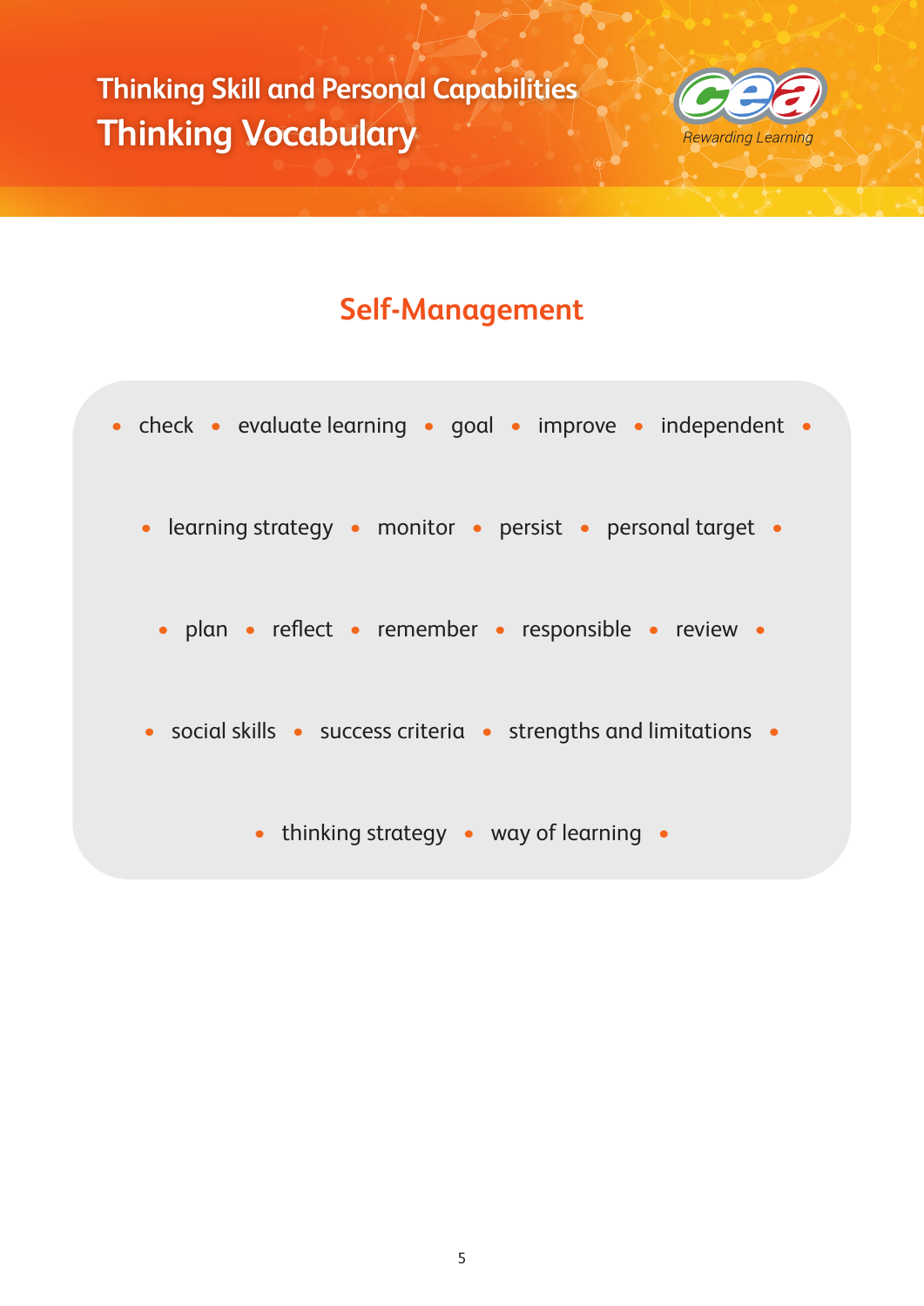# Thinking Skill and Personal Capabilities

## Thinking Vocabulary

### Self-Management

- check
- evaluate learning
- goal
- improve
- independent
- learning strategy
- monitor
- persist
- personal target
- plan
- reflect
- remember
- responsible
- review
- social skills
- success criteria
- strengths and limitations
- thinking strategy
- way of learning